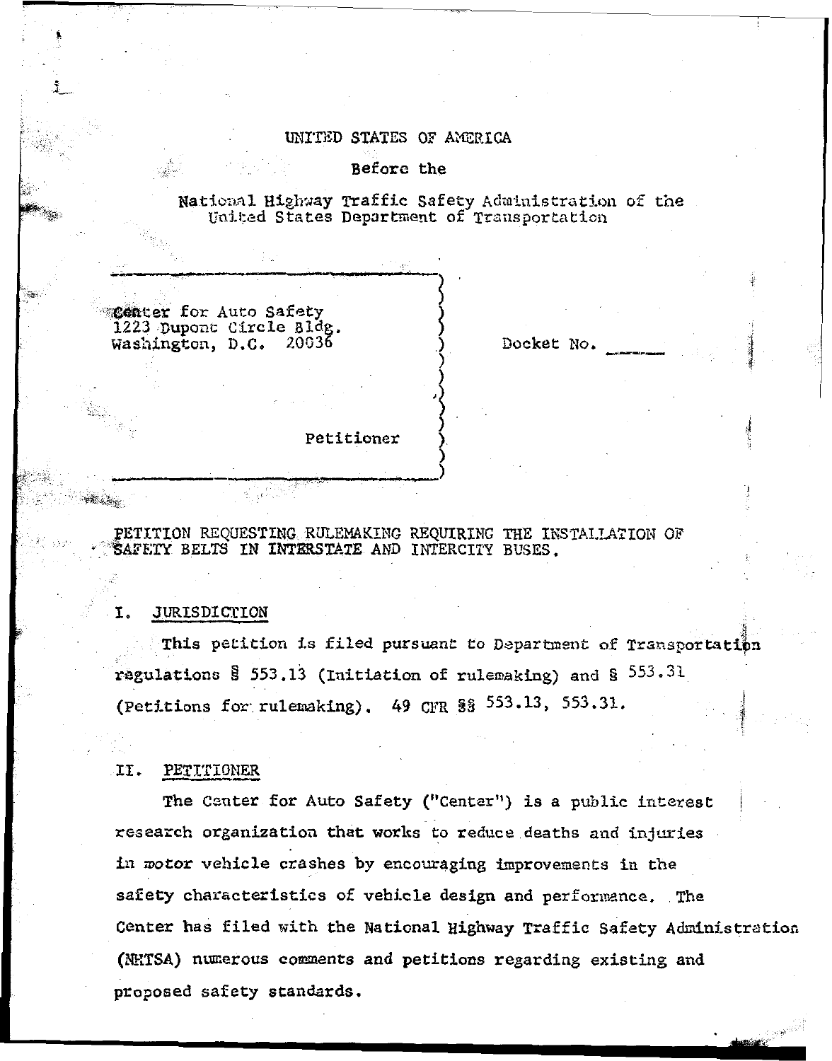UNITED STATES OF AMERICA

Before the

National Highway Traffic Safety Administration of the United States Department of Transportation

Center for Auto Safety
1223 Dupont Circle Bldg.
Washington, D.C. 20036

Petitioner

Docket No. ______

PETITION REQUESTING RULEMAKING REQUIRING THE INSTALLATION OF SAFETY BELTS IN INTERSTATE AND INTERCITY BUSES.

## I. JURISDICTION

This petition is filed pursuant to Department of Transportation regulations § 553.13 (Initiation of rulemaking) and § 553.31 (Petitions for rulemaking). 49 CFR §§ 553.13, 553.31.

## II. PETITIONER

The Center for Auto Safety ("Center") is a public interest research organization that works to reduce deaths and injuries in motor vehicle crashes by encouraging improvements in the safety characteristics of vehicle design and performance. The Center has filed with the National Highway Traffic Safety Administration (NHTSA) numerous comments and petitions regarding existing and proposed safety standards.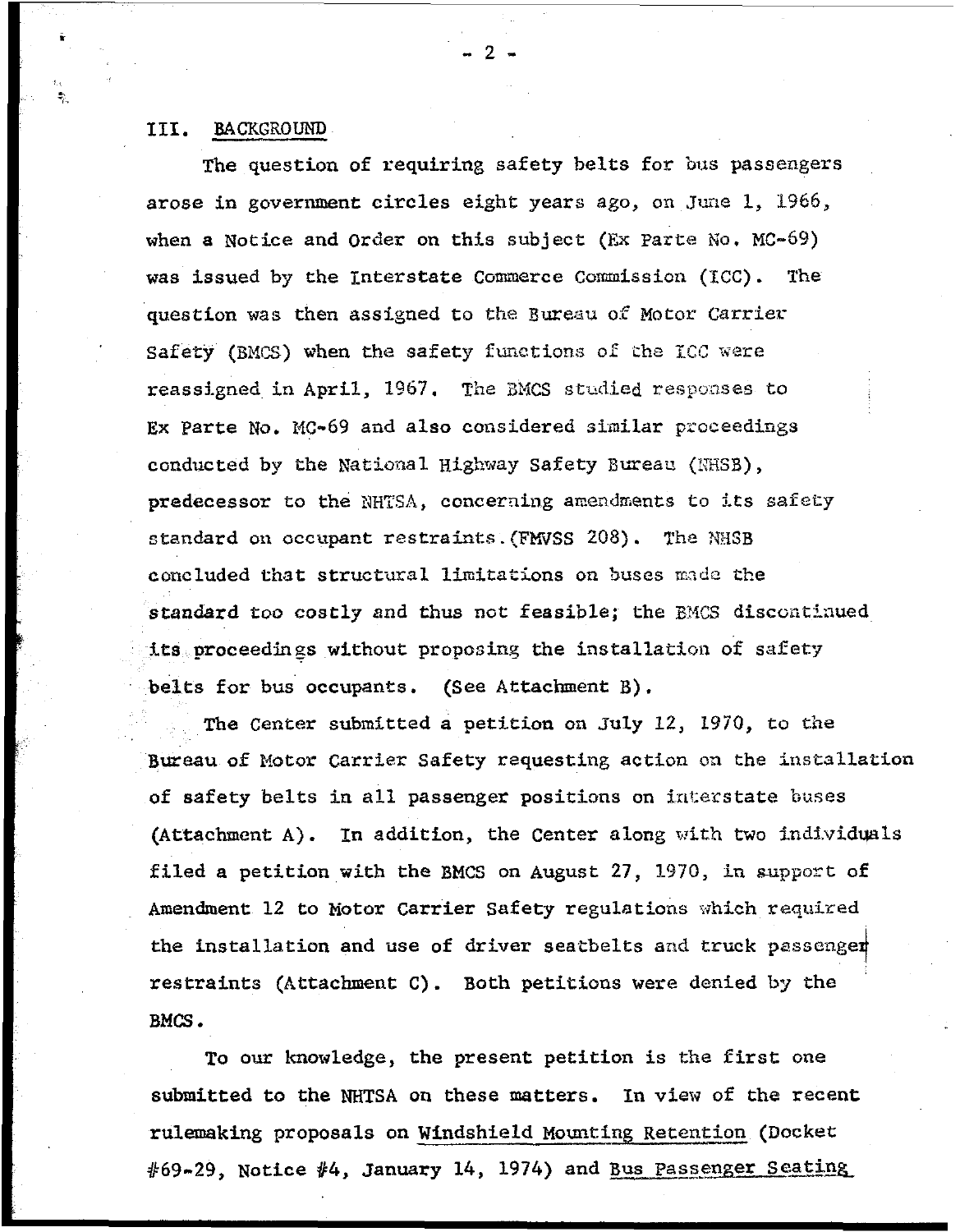## III. BACKGROUND

The question of requiring safety belts for bus passengers arose in government circles eight years ago, on June 1, 1966, when a Notice and Order on this subject (Ex Parte No. MC-69) was issued by the Interstate Commerce Commission (ICC). The question was then assigned to the Bureau of Motor Carrier Safety (BMCS) when the safety functions of the ICC were reassigned in April, 1967. The BMCS studied responses to Ex Parte No. MC-69 and also considered similar proceedings conducted by the National Highway Safety Bureau (NHSB), predecessor to the NHTSA, concerning amendments to its safety standard on occupant restraints.(FMVSS 208). The NHSB concluded that structural limitations on buses made the standard too costly and thus not feasible; the BMCS discontinued its proceedings without proposing the installation of safety belts for bus occupants. (See Attachment B).

The Center submitted a petition on July 12, 1970, to the Bureau of Motor Carrier Safety requesting action on the installation of safety belts in all passenger positions on interstate buses (Attachment A). In addition, the Center along with two individuals filed a petition with the BMCS on August 27, 1970, in support of Amendment 12 to Motor Carrier Safety regulations which required the installation and use of driver seatbelts and truck passenger restraints (Attachment C). Both petitions were denied by the BMCS.

To our knowledge, the present petition is the first one submitted to the NHTSA on these matters. In view of the recent rulemaking proposals on <u>Windshield Mounting Retention</u> (Docket #69-29, Notice #4, January 14, 1974) and <u>Bus Passenger Seating</u>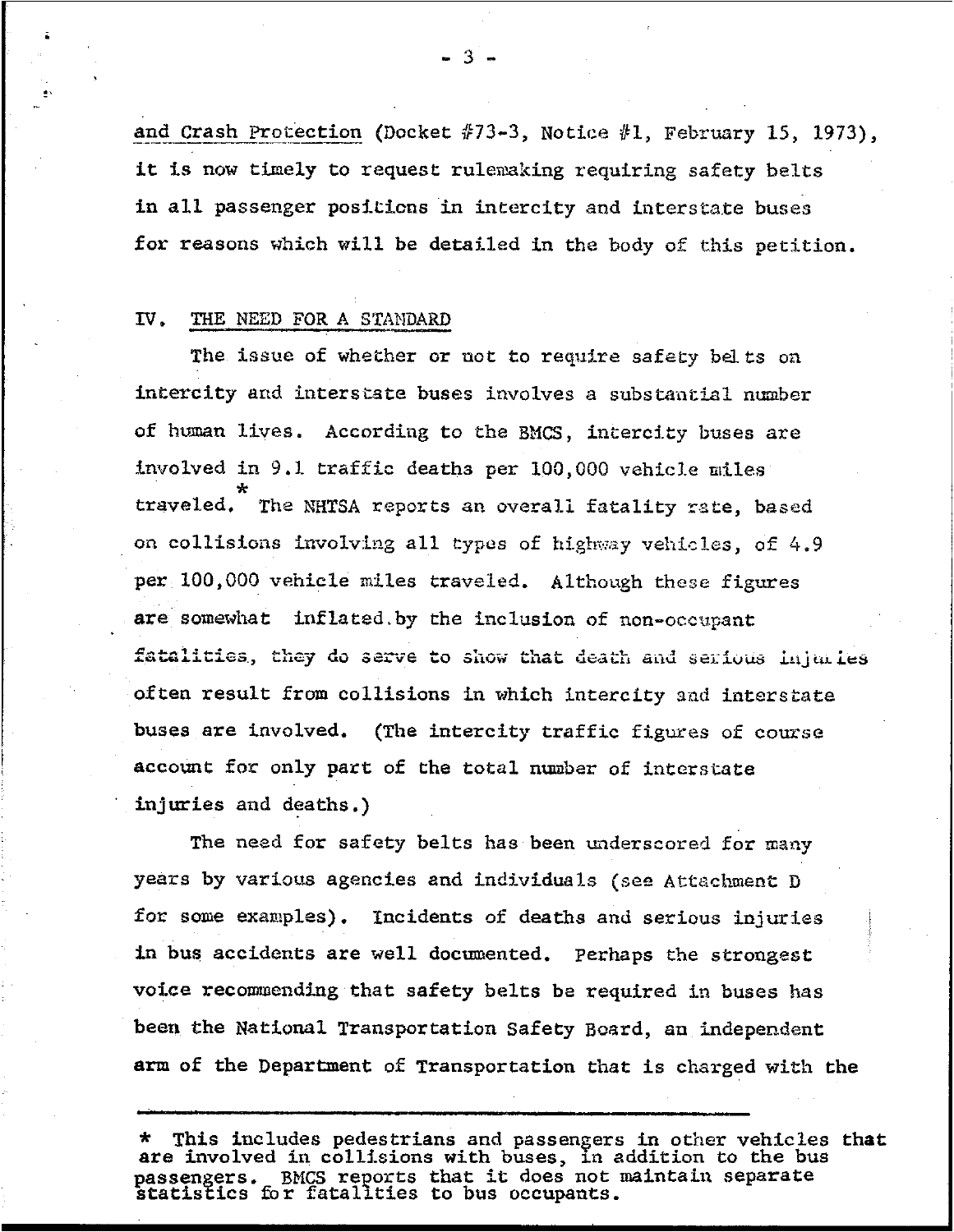and Crash Protection (Docket #73-3, Notice #1, February 15, 1973), it is now timely to request rulemaking requiring safety belts in all passenger positions in intercity and interstate buses for reasons which will be detailed in the body of this petition.

## IV. THE NEED FOR A STANDARD

The issue of whether or not to require safety belts on intercity and interstate buses involves a substantial number of human lives. According to the BMCS, intercity buses are involved in 9.1 traffic deaths per 100,000 vehicle miles traveled.* The NHTSA reports an overall fatality rate, based on collisions involving all types of highway vehicles, of 4.9 per 100,000 vehicle miles traveled. Although these figures are somewhat inflated by the inclusion of non-occupant fatalities, they do serve to show that death and serious injuries often result from collisions in which intercity and interstate buses are involved. (The intercity traffic figures of course account for only part of the total number of interstate injuries and deaths.)

The need for safety belts has been underscored for many years by various agencies and individuals (see Attachment D for some examples). Incidents of deaths and serious injuries in bus accidents are well documented. Perhaps the strongest voice recommending that safety belts be required in buses has been the National Transportation Safety Board, an independent arm of the Department of Transportation that is charged with the

---

\* This includes pedestrians and passengers in other vehicles that are involved in collisions with buses, in addition to the bus passengers. BMCS reports that it does not maintain separate statistics for fatalties to bus occupants.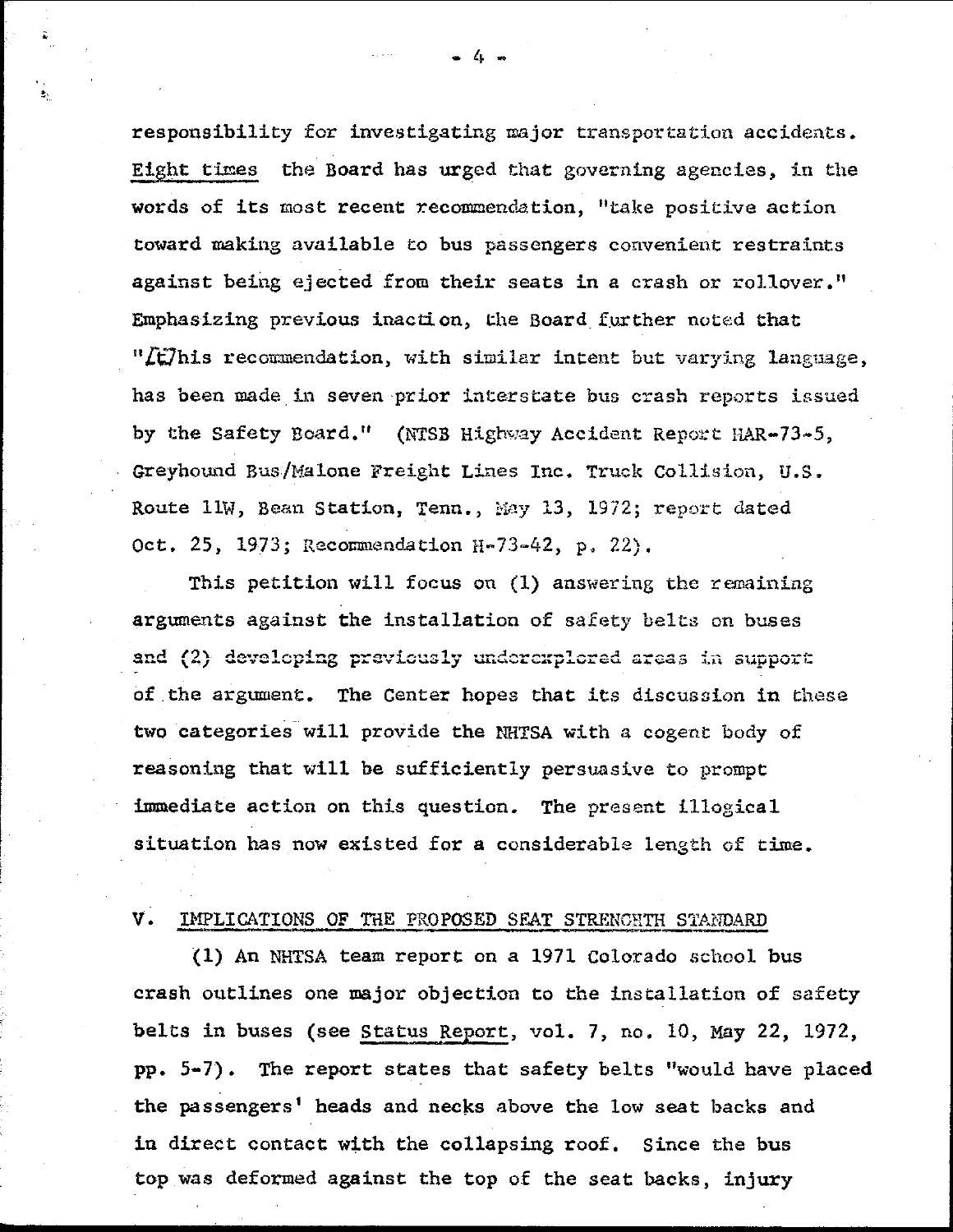responsibility for investigating major transportation accidents. <u>Eight times</u> the Board has urged that governing agencies, in the words of its most recent recommendation, "take positive action toward making available to bus passengers convenient restraints against being ejected from their seats in a crash or rollover." Emphasizing previous inaction, the Board further noted that "[t]his recommendation, with similar intent but varying language, has been made in seven prior interstate bus crash reports issued by the Safety Board." (NTSB Highway Accident Report HAR-73-5, Greyhound Bus/Malone Freight Lines Inc. Truck Collision, U.S. Route 11W, Bean Station, Tenn., May 13, 1972; report dated Oct. 25, 1973; Recommendation H-73-42, p. 22).

This petition will focus on (1) answering the remaining arguments against the installation of safety belts on buses and (2) developing previously underexplored areas in support of the argument. The Center hopes that its discussion in these two categories will provide the NHTSA with a cogent body of reasoning that will be sufficiently persuasive to prompt immediate action on this question. The present illogical situation has now existed for a considerable length of time.

## V. IMPLICATIONS OF THE PROPOSED SEAT STRENGHTH STANDARD

(1) An NHTSA team report on a 1971 Colorado school bus crash outlines one major objection to the installation of safety belts in buses (see <u>Status Report</u>, vol. 7, no. 10, May 22, 1972, pp. 5-7). The report states that safety belts "would have placed the passengers' heads and necks above the low seat backs and in direct contact with the collapsing roof. Since the bus top was deformed against the top of the seat backs, injury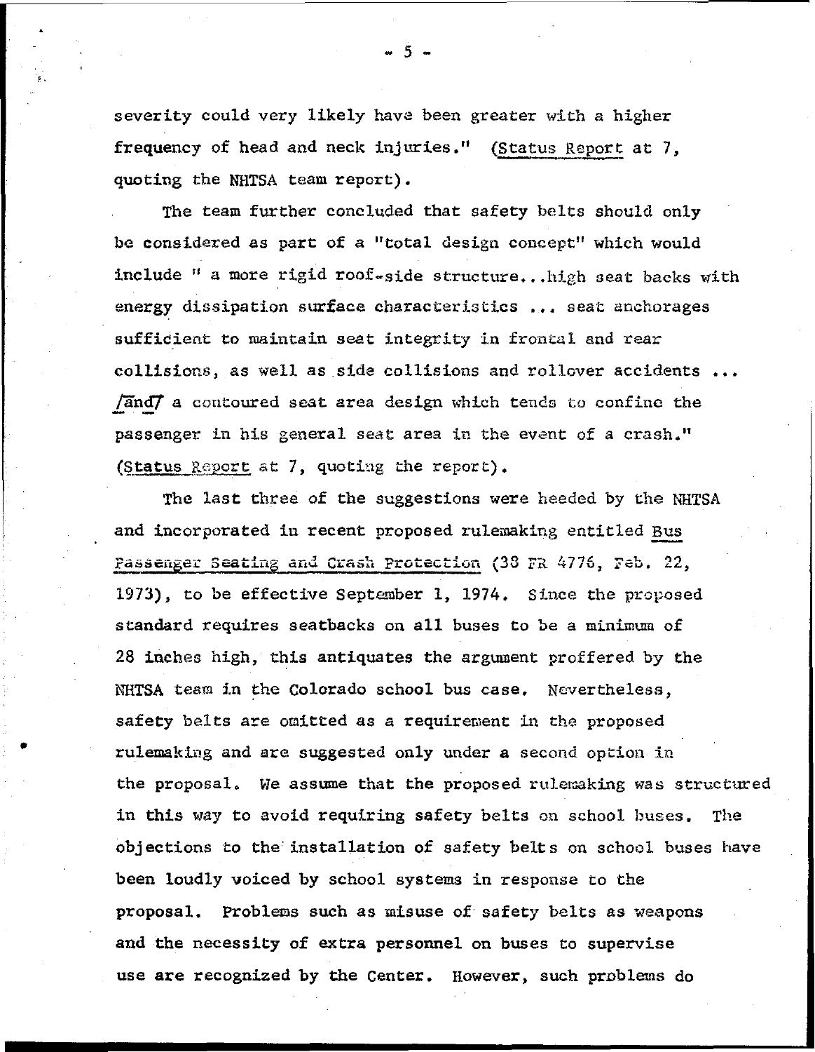severity could very likely have been greater with a higher frequency of head and neck injuries." (Status Report at 7, quoting the NHTSA team report).

The team further concluded that safety belts should only be considered as part of a "total design concept" which would include " a more rigid roof-side structure...high seat backs with energy dissipation surface characteristics ... seat anchorages sufficient to maintain seat integrity in frontal and rear collisions, as well as side collisions and rollover accidents ... /and/ a contoured seat area design which tends to confine the passenger in his general seat area in the event of a crash." (Status Report at 7, quoting the report).

The last three of the suggestions were heeded by the NHTSA and incorporated in recent proposed rulemaking entitled Bus Passenger Seating and Crash Protection (38 FR 4776, Feb. 22, 1973), to be effective September 1, 1974. Since the proposed standard requires seatbacks on all buses to be a minimum of 28 inches high, this antiquates the argument proffered by the NHTSA team in the Colorado school bus case. Nevertheless, safety belts are omitted as a requirement in the proposed rulemaking and are suggested only under a second option in the proposal. We assume that the proposed rulemaking was structured in this way to avoid requiring safety belts on school buses. The objections to the installation of safety belts on school buses have been loudly voiced by school systems in response to the proposal. Problems such as misuse of safety belts as weapons and the necessity of extra personnel on buses to supervise use are recognized by the Center. However, such problems do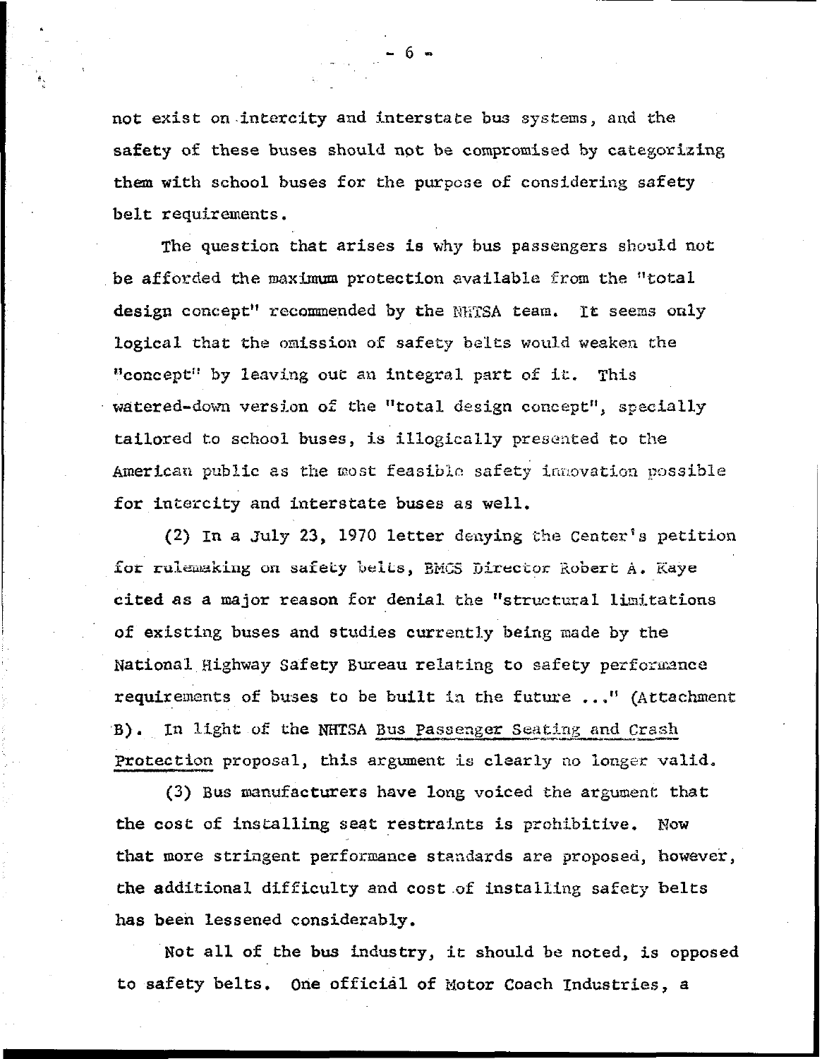not exist on intercity and interstate bus systems, and the safety of these buses should not be compromised by categorizing them with school buses for the purpose of considering safety belt requirements.

The question that arises is why bus passengers should not be afforded the maximum protection available from the "total design concept" recommended by the NHTSA team. It seems only logical that the omission of safety belts would weaken the "concept" by leaving out an integral part of it. This watered-down version of the "total design concept", specially tailored to school buses, is illogically presented to the American public as the most feasible safety innovation possible for intercity and interstate buses as well.

(2) In a July 23, 1970 letter denying the Center's petition for rulemaking on safety belts, BMCS Director Robert A. Kaye cited as a major reason for denial the "structural limitations of existing buses and studies currently being made by the National Highway Safety Bureau relating to safety performance requirements of buses to be built in the future ..." (Attachment B). In light of the NHTSA Bus Passenger Seating and Crash Protection proposal, this argument is clearly no longer valid.

(3) Bus manufacturers have long voiced the argument that the cost of installing seat restraints is prohibitive. Now that more stringent performance standards are proposed, however, the additional difficulty and cost of installing safety belts has been lessened considerably.

Not all of the bus industry, it should be noted, is opposed to safety belts. One official of Motor Coach Industries, a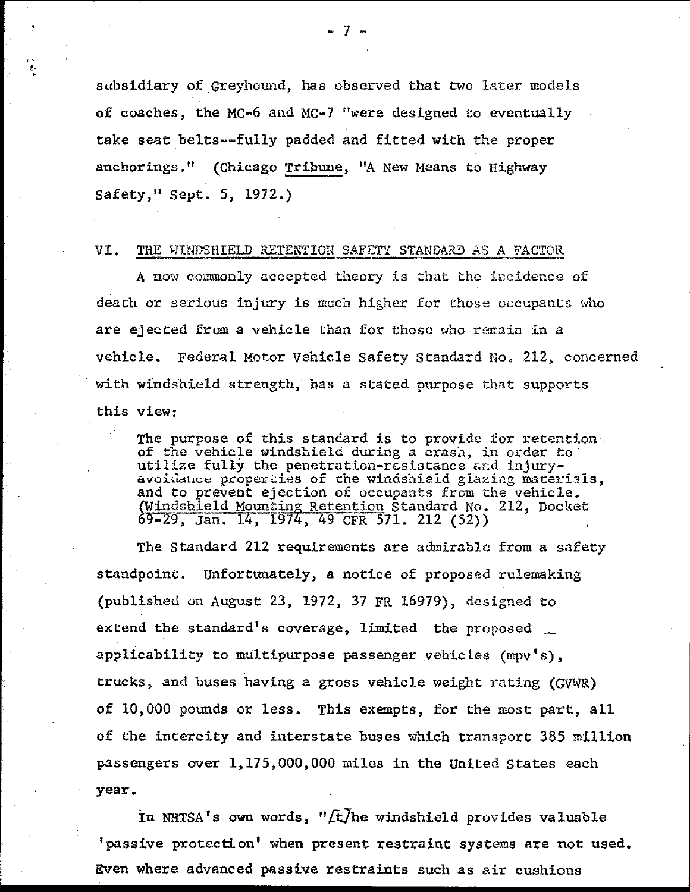subsidiary of Greyhound, has observed that two later models of coaches, the MC-6 and MC-7 "were designed to eventually take seat belts--fully padded and fitted with the proper anchorings." (Chicago Tribune, "A New Means to Highway Safety," Sept. 5, 1972.)

## VI. THE WINDSHIELD RETENTION SAFETY STANDARD AS A FACTOR

A now commonly accepted theory is that the incidence of death or serious injury is much higher for those occupants who are ejected from a vehicle than for those who remain in a vehicle. Federal Motor Vehicle Safety Standard No. 212, concerned with windshield strength, has a stated purpose that supports this view:

> The purpose of this standard is to provide for retention of the vehicle windshield during a crash, in order to utilize fully the penetration-resistance and injury-avoidance properties of the windshield glazing materials, and to prevent ejection of occupants from the vehicle. (Windshield Mounting Retention Standard No. 212, Docket 69-29, Jan. 14, 1974, 49 CFR 571. 212 (52))

The Standard 212 requirements are admirable from a safety standpoint. Unfortunately, a notice of proposed rulemaking (published on August 23, 1972, 37 FR 16979), designed to extend the standard's coverage, limited the proposed applicability to multipurpose passenger vehicles (mpv's), trucks, and buses having a gross vehicle weight rating (GVWR) of 10,000 pounds or less. This exempts, for the most part, all of the intercity and interstate buses which transport 385 million passengers over 1,175,000,000 miles in the United States each year.

In NHTSA's own words, "[t]he windshield provides valuable 'passive protection' when present restraint systems are not used. Even where advanced passive restraints such as air cushions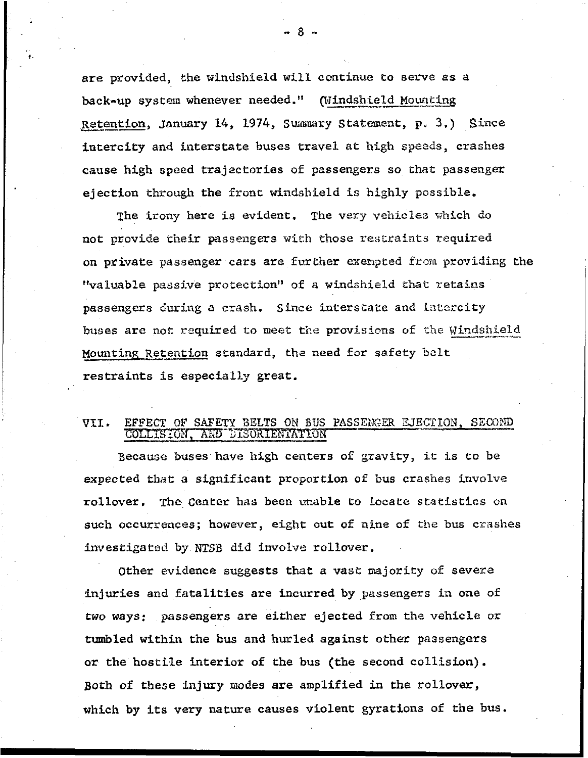are provided, the windshield will continue to serve as a back-up system whenever needed." (Windshield Mounting Retention, January 14, 1974, Summary Statement, p. 3.) Since intercity and interstate buses travel at high speeds, crashes cause high speed trajectories of passengers so that passenger ejection through the front windshield is highly possible.

The irony here is evident. The very vehicles which do not provide their passengers with those restraints required on private passenger cars are further exempted from providing the "valuable passive protection" of a windshield that retains passengers during a crash. Since interstate and intercity buses are not required to meet the provisions of the Windshield Mounting Retention standard, the need for safety belt restraints is especially great.

## VII. EFFECT OF SAFETY BELTS ON BUS PASSENGER EJECTION, SECOND COLLISION, AND DISORIENTATION

Because buses have high centers of gravity, it is to be expected that a significant proportion of bus crashes involve rollover. The Center has been unable to locate statistics on such occurrences; however, eight out of nine of the bus crashes investigated by NTSB did involve rollover.

Other evidence suggests that a vast majority of severe injuries and fatalities are incurred by passengers in one of two ways: passengers are either ejected from the vehicle or tumbled within the bus and hurled against other passengers or the hostile interior of the bus (the second collision). Both of these injury modes are amplified in the rollover, which by its very nature causes violent gyrations of the bus.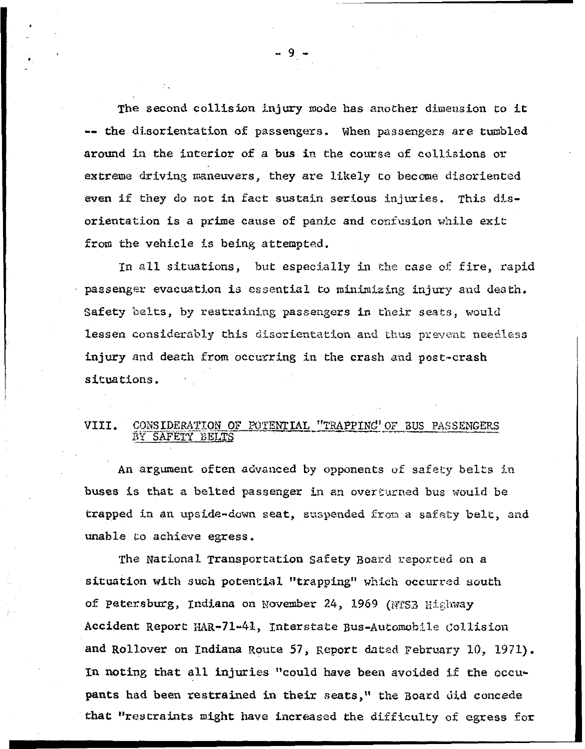The second collision injury mode has another dimension to it -- the disorientation of passengers. When passengers are tumbled around in the interior of a bus in the course of collisions or extreme driving maneuvers, they are likely to become disoriented even if they do not in fact sustain serious injuries. This disorientation is a prime cause of panic and confusion while exit from the vehicle is being attempted.

In all situations, but especially in the case of fire, rapid passenger evacuation is essential to minimizing injury and death. Safety belts, by restraining passengers in their seats, would lessen considerably this disorientation and thus prevent needless injury and death from occurring in the crash and post-crash situations.

## VIII. CONSIDERATION OF POTENTIAL "TRAPPING" OF BUS PASSENGERS BY SAFETY BELTS

An argument often advanced by opponents of safety belts in buses is that a belted passenger in an overturned bus would be trapped in an upside-down seat, suspended from a safety belt, and unable to achieve egress.

The National Transportation Safety Board reported on a situation with such potential "trapping" which occurred south of Petersburg, Indiana on November 24, 1969 (NTSB Highway Accident Report HAR-71-41, Interstate Bus-Automobile Collision and Rollover on Indiana Route 57, Report dated February 10, 1971). In noting that all injuries "could have been avoided if the occupants had been restrained in their seats," the Board did concede that "restraints might have increased the difficulty of egress for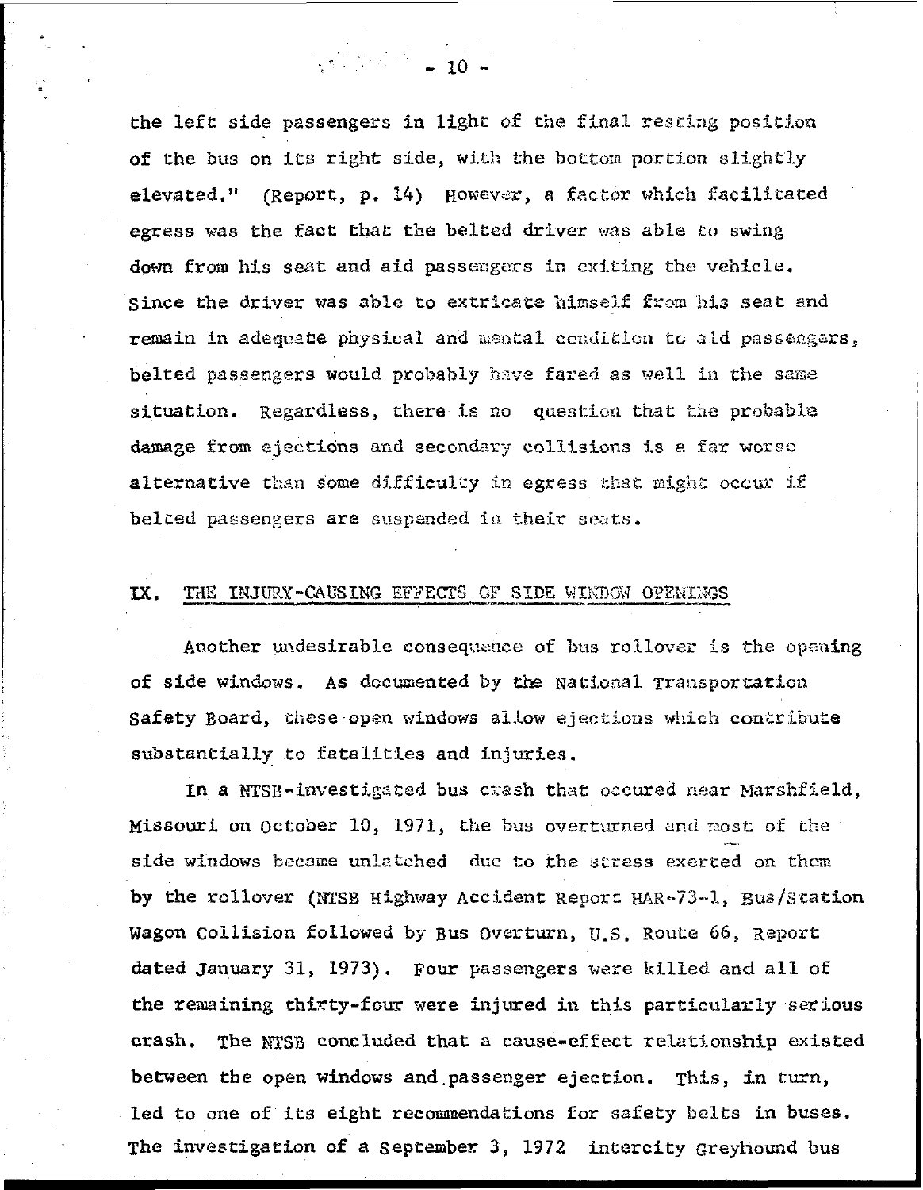the left side passengers in light of the final resting position of the bus on its right side, with the bottom portion slightly elevated." (Report, p. 14) However, a factor which facilitated egress was the fact that the belted driver was able to swing down from his seat and aid passengers in exiting the vehicle. Since the driver was able to extricate himself from his seat and remain in adequate physical and mental condition to aid passengers, belted passengers would probably have fared as well in the same situation. Regardless, there is no question that the probable damage from ejections and secondary collisions is a far worse alternative than some difficulty in egress that might occur if belted passengers are suspended in their seats.

## IX. THE INJURY-CAUSING EFFECTS OF SIDE WINDOW OPENINGS

Another undesirable consequence of bus rollover is the opening of side windows. As documented by the National Transportation Safety Board, these open windows allow ejections which contribute substantially to fatalities and injuries.

In a NTSB-investigated bus crash that occured near Marshfield, Missouri on October 10, 1971, the bus overturned and most of the side windows became unlatched due to the stress exerted on them by the rollover (NTSB Highway Accident Report HAR-73-1, Bus/Station Wagon Collision followed by Bus Overturn, U.S. Route 66, Report dated January 31, 1973). Four passengers were killed and all of the remaining thirty-four were injured in this particularly serious crash. The NTSB concluded that a cause-effect relationship existed between the open windows and passenger ejection. This, in turn, led to one of its eight recommendations for safety belts in buses. The investigation of a September 3, 1972 intercity Greyhound bus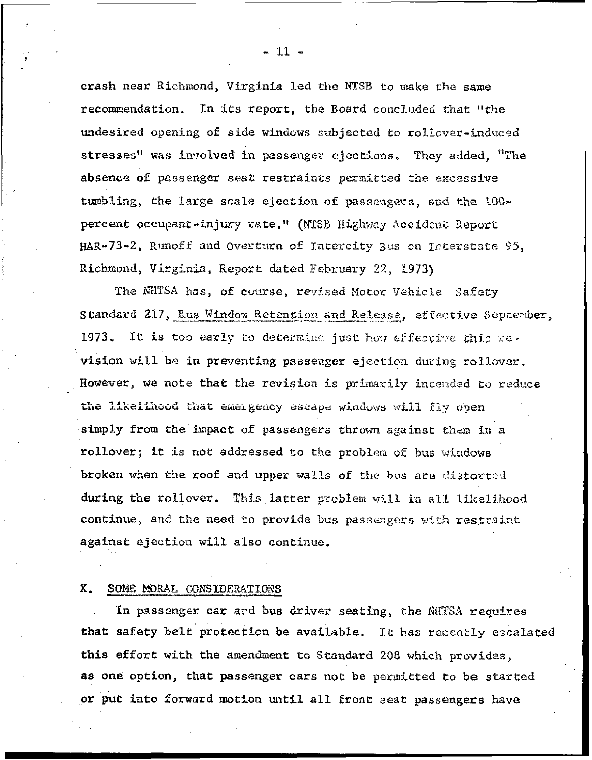crash near Richmond, Virginia led the NTSB to make the same recommendation. In its report, the Board concluded that "the undesired opening of side windows subjected to rollover-induced stresses" was involved in passenger ejections. They added, "The absence of passenger seat restraints permitted the excessive tumbling, the large scale ejection of passengers, and the 100-percent occupant-injury rate." (NTSB Highway Accident Report HAR-73-2, Runoff and Overturn of Intercity Bus on Interstate 95, Richmond, Virginia, Report dated February 22, 1973)

The NHTSA has, of course, revised Motor Vehicle Safety Standard 217, Bus Window Retention and Release, effective September, 1973. It is too early to determine just how effective this revision will be in preventing passenger ejection during rollover. However, we note that the revision is primarily intended to reduce the likelihood that emergency escape windows will fly open simply from the impact of passengers thrown against them in a rollover; it is not addressed to the problem of bus windows broken when the roof and upper walls of the bus are distorted during the rollover. This latter problem will in all likelihood continue, and the need to provide bus passengers with restraint against ejection will also continue.

## X. SOME MORAL CONSIDERATIONS

In passenger car and bus driver seating, the NHTSA requires that safety belt protection be available. It has recently escalated this effort with the amendment to Standard 208 which provides, as one option, that passenger cars not be permitted to be started or put into forward motion until all front seat passengers have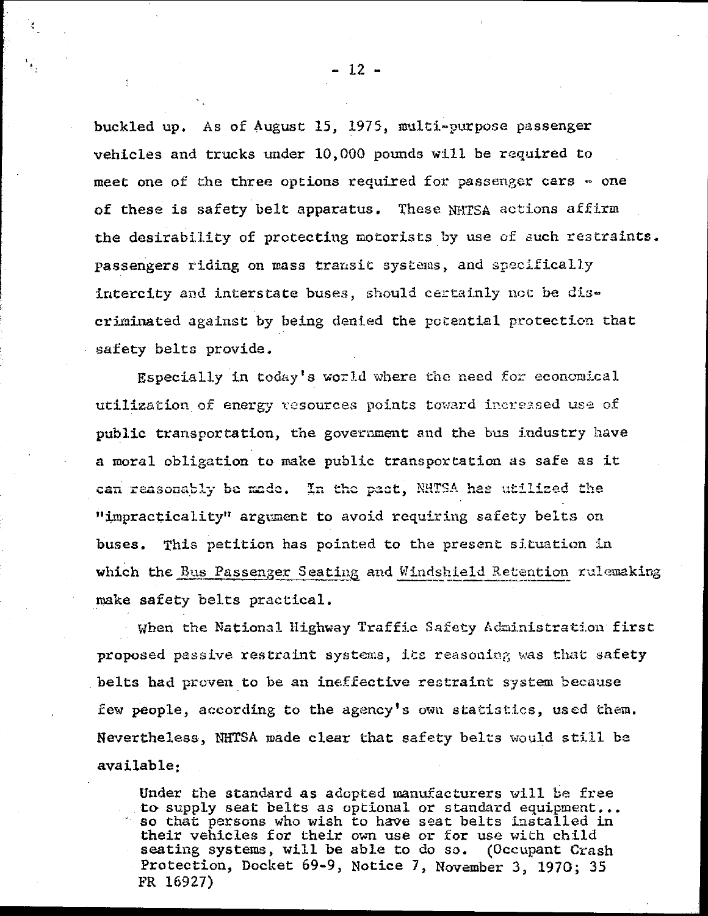buckled up. As of August 15, 1975, multi-purpose passenger vehicles and trucks under 10,000 pounds will be required to meet one of the three options required for passenger cars - one of these is safety belt apparatus. These NHTSA actions affirm the desirability of protecting motorists by use of such restraints. Passengers riding on mass transit systems, and specifically intercity and interstate buses, should certainly not be discriminated against by being denied the potential protection that safety belts provide.

Especially in today's world where the need for economical utilization of energy resources points toward increased use of public transportation, the government and the bus industry have a moral obligation to make public transportation as safe as it can reasonably be made. In the past, NHTSA has utilized the "impracticality" argument to avoid requiring safety belts on buses. This petition has pointed to the present situation in which the <u>Bus Passenger Seating</u> and <u>Windshield Retention</u> rulemaking make safety belts practical.

When the National Highway Traffic Safety Administration first proposed passive restraint systems, its reasoning was that safety belts had proven to be an ineffective restraint system because few people, according to the agency's own statistics, used them. Nevertheless, NHTSA made clear that safety belts would still be available:

> Under the standard as adopted manufacturers will be free to supply seat belts as optional or standard equipment... so that persons who wish to have seat belts installed in their vehicles for their own use or for use with child seating systems, will be able to do so. (Occupant Crash Protection, Docket 69-9, Notice 7, November 3, 1970; 35 FR 16927)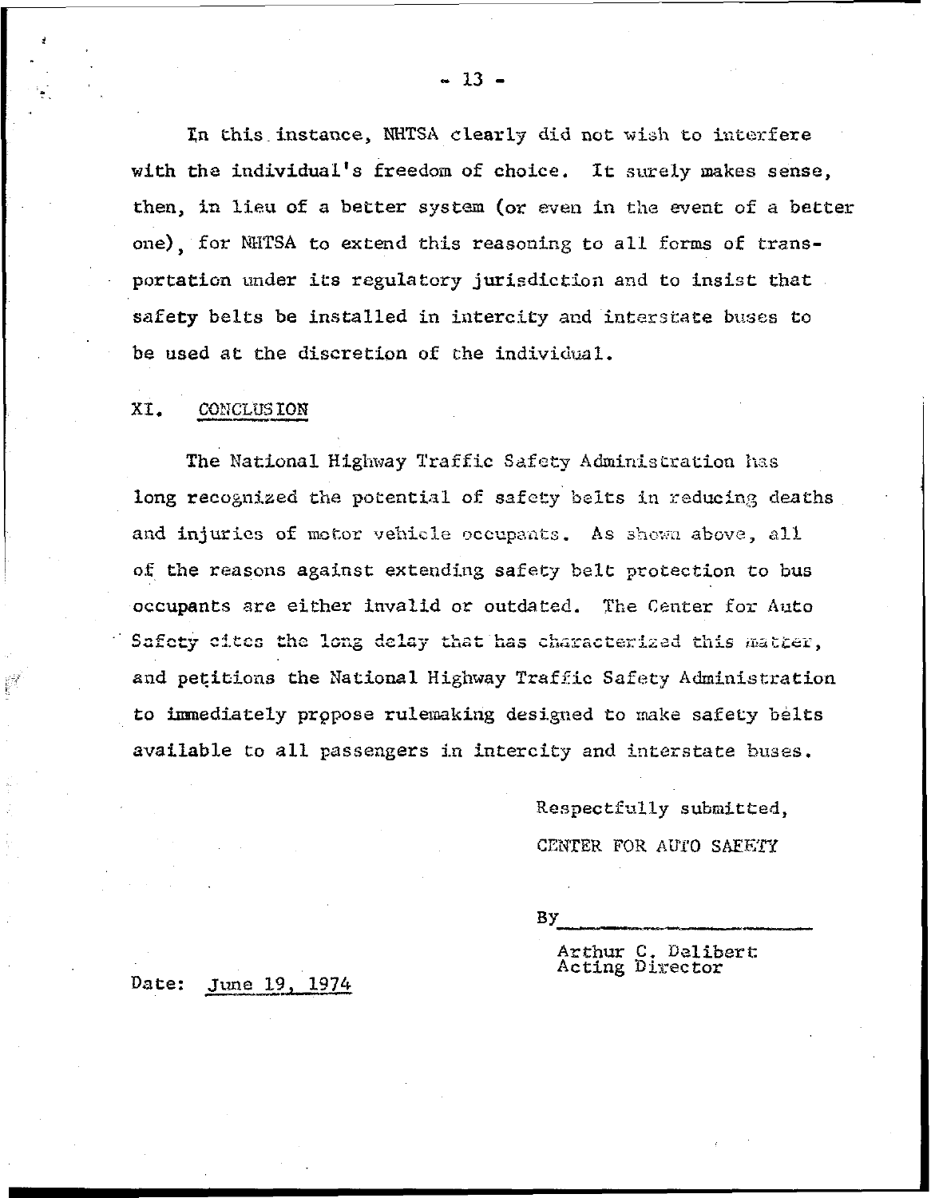In this instance, NHTSA clearly did not wish to interfere with the individual's freedom of choice. It surely makes sense, then, in lieu of a better system (or even in the event of a better one), for NHTSA to extend this reasoning to all forms of transportation under its regulatory jurisdiction and to insist that safety belts be installed in intercity and interstate buses to be used at the discretion of the individual.

## XI. CONCLUSION

The National Highway Traffic Safety Administration has long recognized the potential of safety belts in reducing deaths and injuries of motor vehicle occupants. As shown above, all of the reasons against extending safety belt protection to bus occupants are either invalid or outdated. The Center for Auto Safety cites the long delay that has characterized this matter, and petitions the National Highway Traffic Safety Administration to immediately propose rulemaking designed to make safety belts available to all passengers in intercity and interstate buses.

Respectfully submitted,

CENTER FOR AUTO SAFETY

By\_\_\_\_\_\_\_\_\_\_\_\_\_\_\_\_\_\_\_\_

Arthur C. Dalibert
Acting Director

Date: June 19, 1974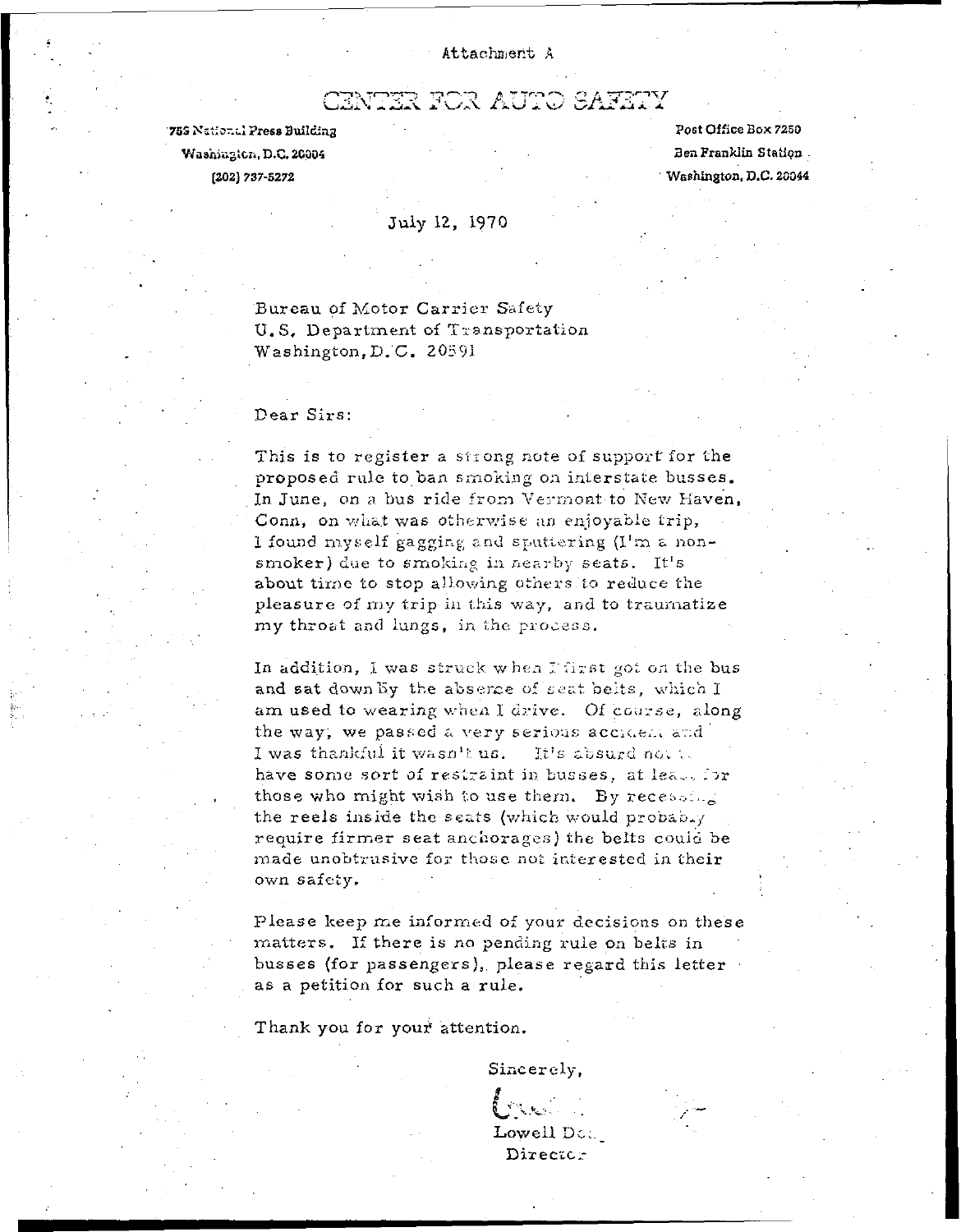Attachment A

# CENTER FOR AUTO SAFETY

755 National Press Building
Washington, D.C. 20004
(202) 737-5272

Post Office Box 7250
Ben Franklin Station
Washington, D.C. 20044

July 12, 1970

Bureau of Motor Carrier Safety
U.S. Department of Transportation
Washington, D.C. 20591

Dear Sirs:

This is to register a strong note of support for the proposed rule to ban smoking on interstate busses. In June, on a bus ride from Vermont to New Haven, Conn, on what was otherwise an enjoyable trip, I found myself gagging and sputtering (I'm a non-smoker) due to smoking in nearby seats. It's about time to stop allowing others to reduce the pleasure of my trip in this way, and to traumatize my throat and lungs, in the process.

In addition, I was struck when I first got on the bus and sat down by the absence of seat belts, which I am used to wearing when I drive. Of course, along the way, we passed a very serious accident and I was thankful it wasn't us. It's absurd not to have some sort of restraint in busses, at least for those who might wish to use them. By recessing the reels inside the seats (which would probably require firmer seat anchorages) the belts could be made unobtrusive for those not interested in their own safety.

Please keep me informed of your decisions on these matters. If there is no pending rule on belts in busses (for passengers), please regard this letter as a petition for such a rule.

Thank you for your attention.

Sincerely,

Lowell Do...
Director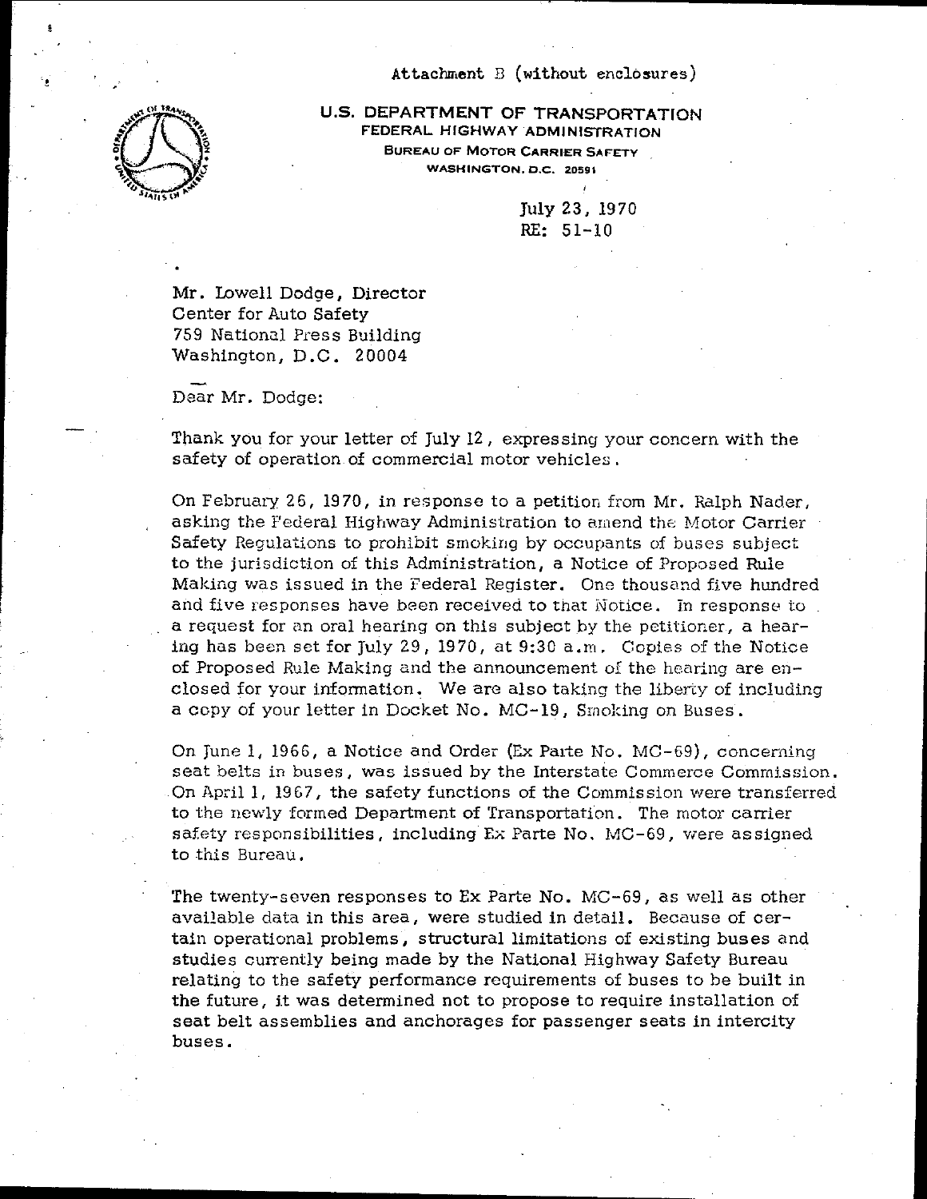Attachment B (without enclosures)

**U.S. DEPARTMENT OF TRANSPORTATION**
**FEDERAL HIGHWAY ADMINISTRATION**
**BUREAU OF MOTOR CARRIER SAFETY**
**WASHINGTON, D.C. 20591**

July 23, 1970
RE: 51-10

Mr. Lowell Dodge, Director
Center for Auto Safety
759 National Press Building
Washington, D.C. 20004

Dear Mr. Dodge:

Thank you for your letter of July 12, expressing your concern with the safety of operation of commercial motor vehicles.

On February 26, 1970, in response to a petition from Mr. Ralph Nader, asking the Federal Highway Administration to amend the Motor Carrier Safety Regulations to prohibit smoking by occupants of buses subject to the jurisdiction of this Administration, a Notice of Proposed Rule Making was issued in the Federal Register. One thousand five hundred and five responses have been received to that Notice. In response to a request for an oral hearing on this subject by the petitioner, a hearing has been set for July 29, 1970, at 9:30 a.m. Copies of the Notice of Proposed Rule Making and the announcement of the hearing are enclosed for your information. We are also taking the liberty of including a copy of your letter in Docket No. MC-19, Smoking on Buses.

On June 1, 1966, a Notice and Order (Ex Parte No. MC-69), concerning seat belts in buses, was issued by the Interstate Commerce Commission. On April 1, 1967, the safety functions of the Commission were transferred to the newly formed Department of Transportation. The motor carrier safety responsibilities, including Ex Parte No. MC-69, were assigned to this Bureau.

The twenty-seven responses to Ex Parte No. MC-69, as well as other available data in this area, were studied in detail. Because of certain operational problems, structural limitations of existing buses and studies currently being made by the National Highway Safety Bureau relating to the safety performance requirements of buses to be built in the future, it was determined not to propose to require installation of seat belt assemblies and anchorages for passenger seats in intercity buses.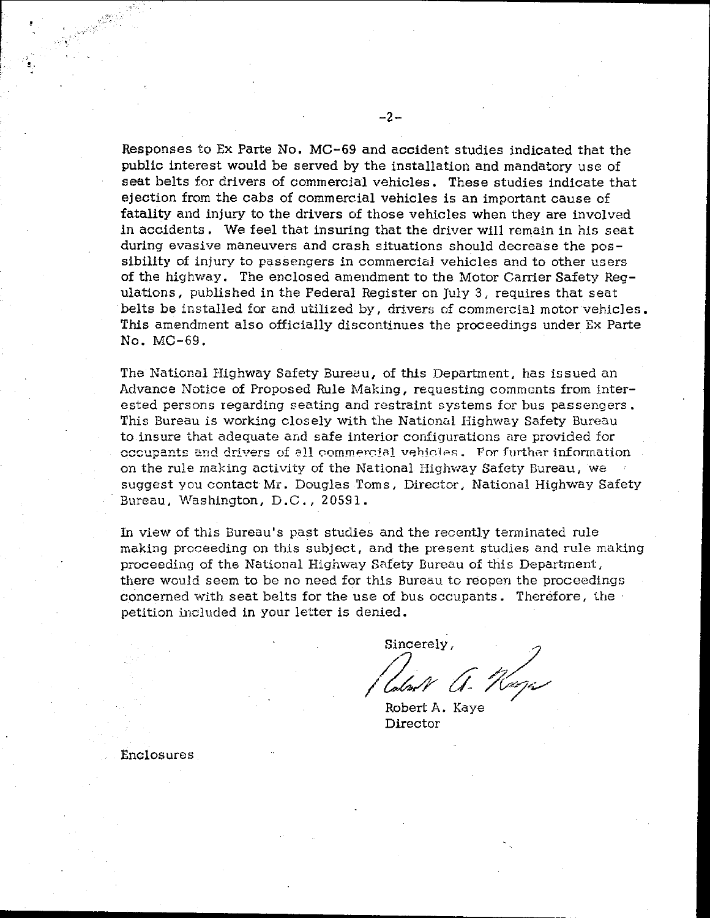Responses to Ex Parte No. MC-69 and accident studies indicated that the public interest would be served by the installation and mandatory use of seat belts for drivers of commercial vehicles. These studies indicate that ejection from the cabs of commercial vehicles is an important cause of fatality and injury to the drivers of those vehicles when they are involved in accidents. We feel that insuring that the driver will remain in his seat during evasive maneuvers and crash situations should decrease the possibility of injury to passengers in commercial vehicles and to other users of the highway. The enclosed amendment to the Motor Carrier Safety Regulations, published in the Federal Register on July 3, requires that seat belts be installed for and utilized by, drivers of commercial motor vehicles. This amendment also officially discontinues the proceedings under Ex Parte No. MC-69.

The National Highway Safety Bureau, of this Department, has issued an Advance Notice of Proposed Rule Making, requesting comments from interested persons regarding seating and restraint systems for bus passengers. This Bureau is working closely with the National Highway Safety Bureau to insure that adequate and safe interior configurations are provided for occupants and drivers of all commercial vehicles. For further information on the rule making activity of the National Highway Safety Bureau, we suggest you contact Mr. Douglas Toms, Director, National Highway Safety Bureau, Washington, D.C., 20591.

In view of this Bureau's past studies and the recently terminated rule making proceeding on this subject, and the present studies and rule making proceeding of the National Highway Safety Bureau of this Department, there would seem to be no need for this Bureau to reopen the proceedings concerned with seat belts for the use of bus occupants. Therefore, the petition included in your letter is denied.

Sincerely,

Robert A. Kaye
Director

Enclosures